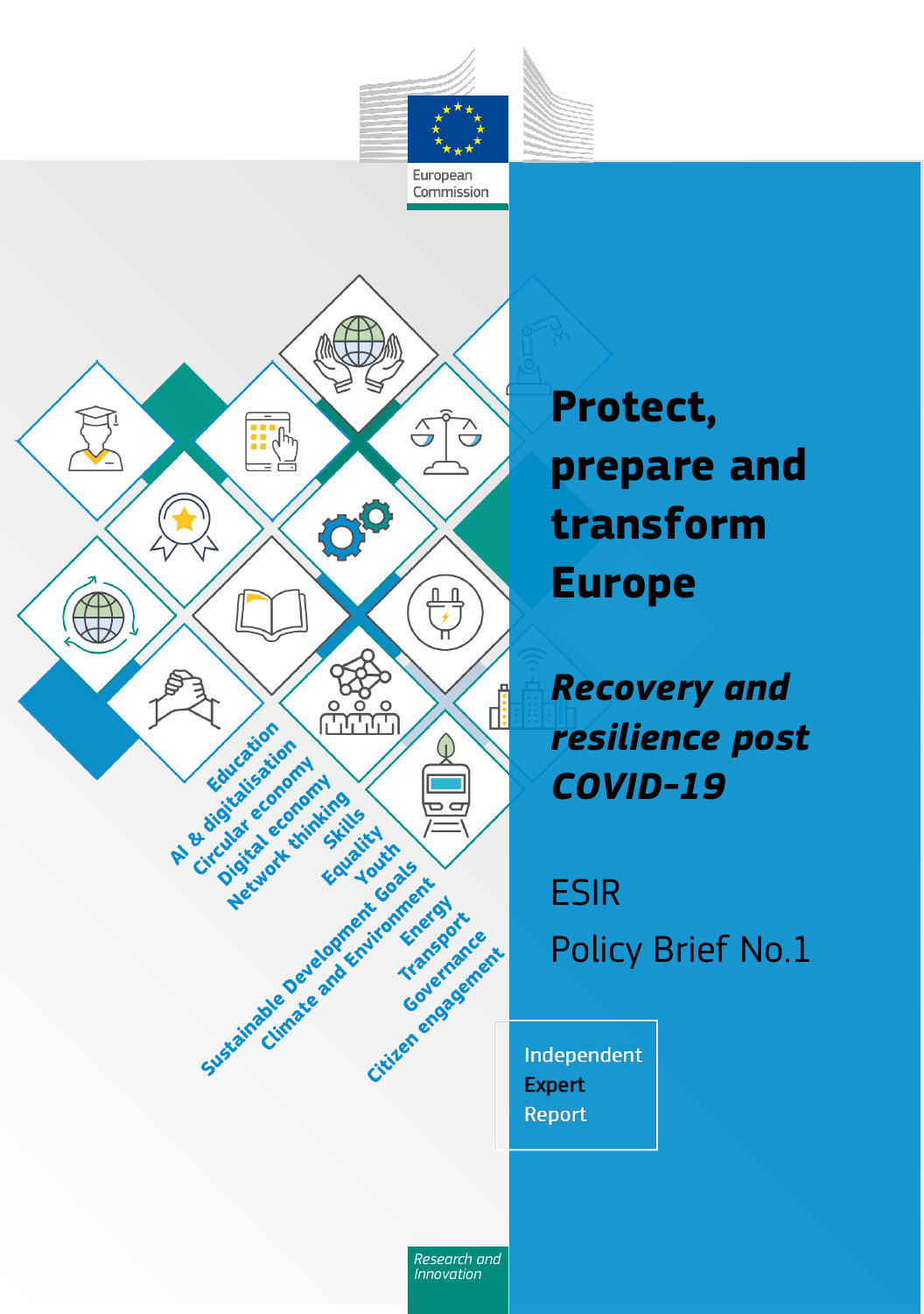European Commission

# Protect, prepare and transform Europe

## *Recovery and resilience post COVID-19*

ESIR

Policy Brief No.1

Independent Expert Report

Education
AI & digitalisation
Circular economy
Digital economy
Network thinking
Skills
Equality
Youth
Sustainable Development Goals
Climate and Environment
Energy
Transport
Governance
Citizen engagement

*Research and Innovation*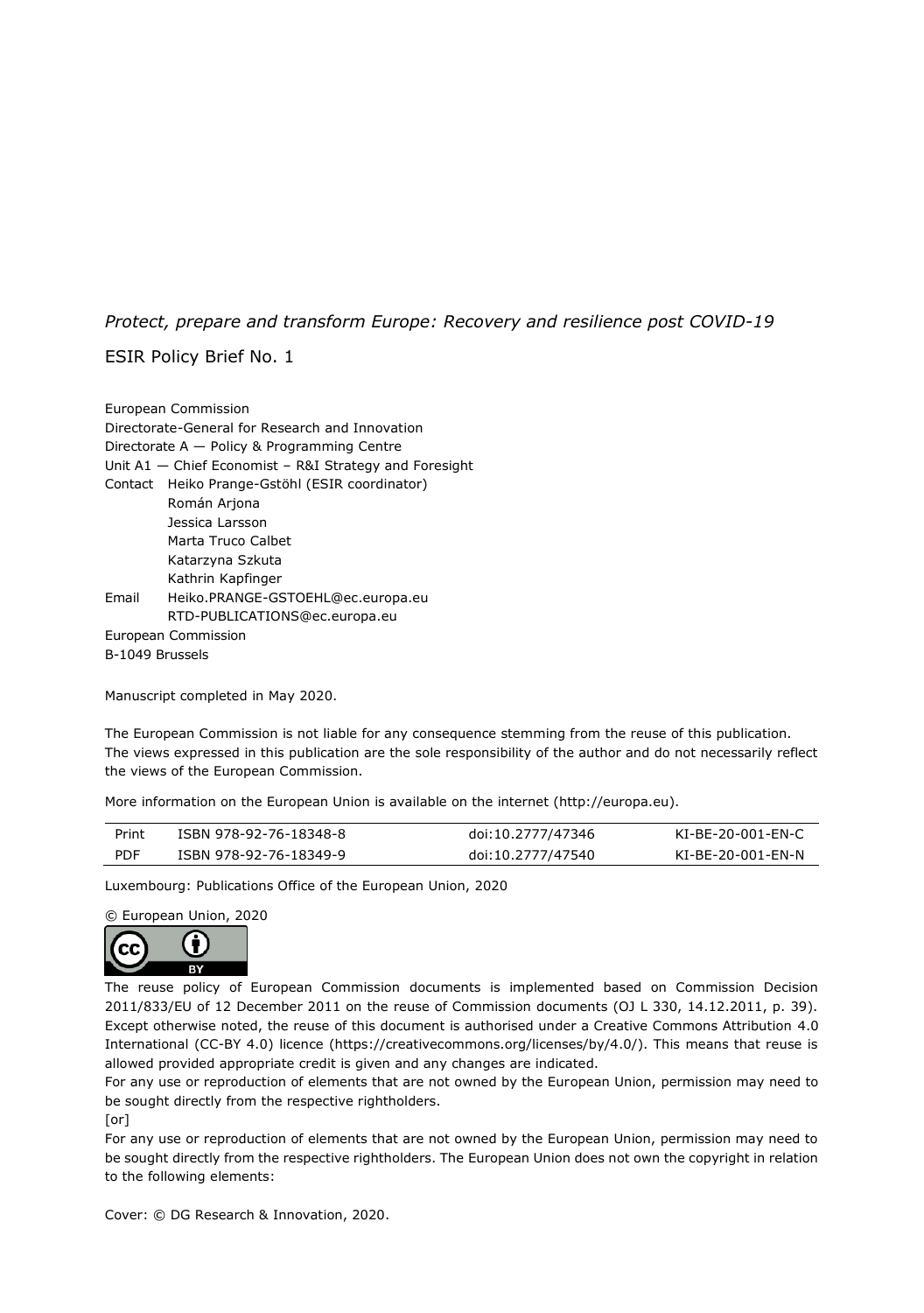*Protect, prepare and transform Europe: Recovery and resilience post COVID-19*

ESIR Policy Brief No. 1

European Commission
Directorate-General for Research and Innovation
Directorate A — Policy & Programming Centre
Unit A1 — Chief Economist – R&I Strategy and Foresight

Contact Heiko Prange-Gstöhl (ESIR coordinator)
Román Arjona
Jessica Larsson
Marta Truco Calbet
Katarzyna Szkuta
Kathrin Kapfinger

Email Heiko.PRANGE-GSTOEHL@ec.europa.eu
RTD-PUBLICATIONS@ec.europa.eu

European Commission
B-1049 Brussels

Manuscript completed in May 2020.

The European Commission is not liable for any consequence stemming from the reuse of this publication.
The views expressed in this publication are the sole responsibility of the author and do not necessarily reflect the views of the European Commission.

More information on the European Union is available on the internet (http://europa.eu).

| Print | ISBN 978-92-76-18348-8 | doi:10.2777/47346 | KI-BE-20-001-EN-C |
|---|---|---|---|
| PDF | ISBN 978-92-76-18349-9 | doi:10.2777/47540 | KI-BE-20-001-EN-N |

Luxembourg: Publications Office of the European Union, 2020

© European Union, 2020

The reuse policy of European Commission documents is implemented based on Commission Decision 2011/833/EU of 12 December 2011 on the reuse of Commission documents (OJ L 330, 14.12.2011, p. 39). Except otherwise noted, the reuse of this document is authorised under a Creative Commons Attribution 4.0 International (CC-BY 4.0) licence (https://creativecommons.org/licenses/by/4.0/). This means that reuse is allowed provided appropriate credit is given and any changes are indicated.
For any use or reproduction of elements that are not owned by the European Union, permission may need to be sought directly from the respective rightholders.
[or]
For any use or reproduction of elements that are not owned by the European Union, permission may need to be sought directly from the respective rightholders. The European Union does not own the copyright in relation to the following elements:

Cover: © DG Research & Innovation, 2020.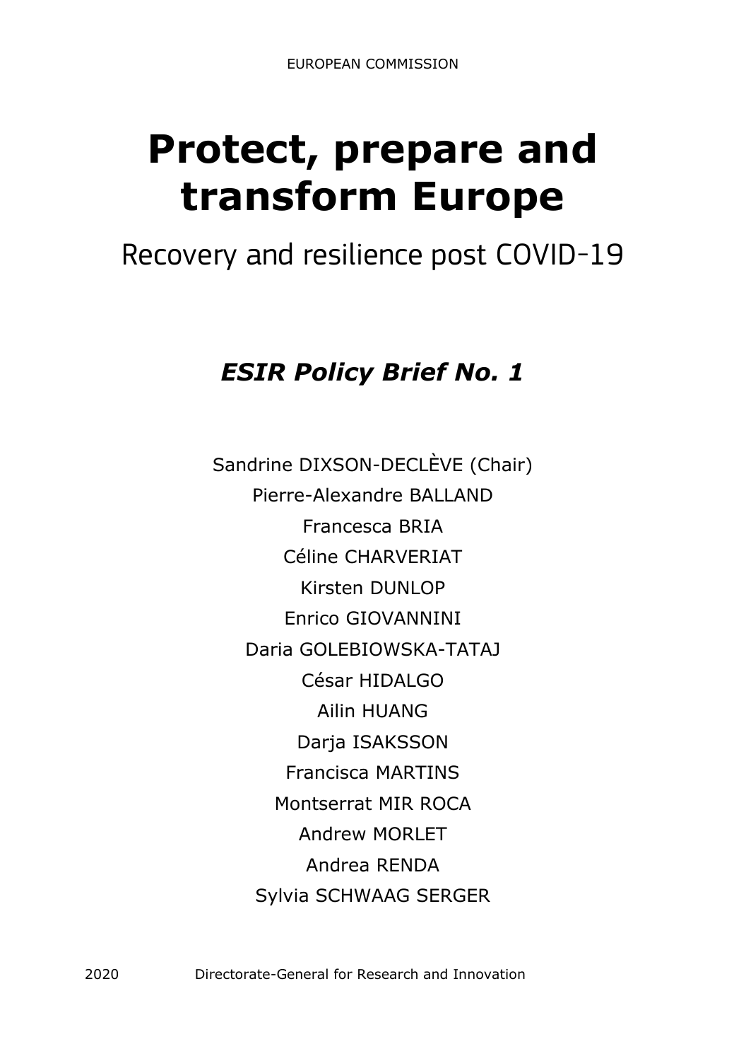EUROPEAN COMMISSION

# Protect, prepare and transform Europe

## Recovery and resilience post COVID-19

### *ESIR Policy Brief No. 1*

Sandrine DIXSON-DECLÈVE (Chair)

Pierre-Alexandre BALLAND

Francesca BRIA

Céline CHARVERIAT

Kirsten DUNLOP

Enrico GIOVANNINI

Daria GOLEBIOWSKA-TATAJ

César HIDALGO

Ailin HUANG

Darja ISAKSSON

Francisca MARTINS

Montserrat MIR ROCA

Andrew MORLET

Andrea RENDA

Sylvia SCHWAAG SERGER

2020 Directorate-General for Research and Innovation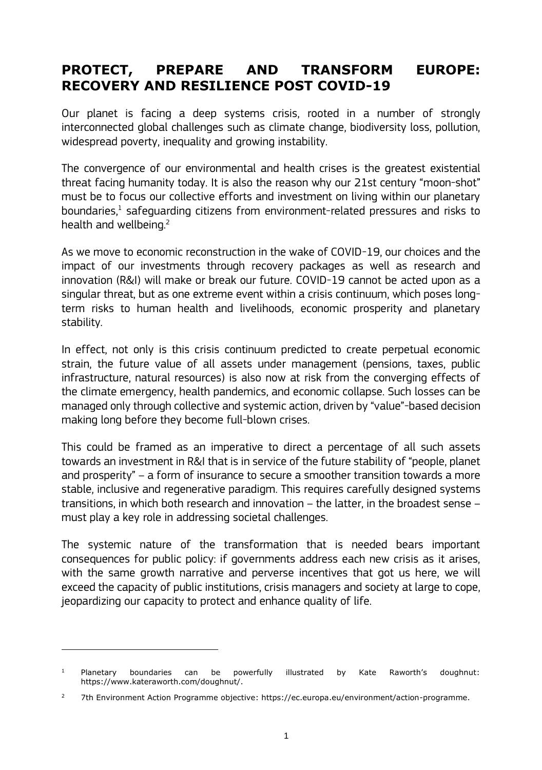# PROTECT, PREPARE AND TRANSFORM EUROPE: RECOVERY AND RESILIENCE POST COVID-19

Our planet is facing a deep systems crisis, rooted in a number of strongly interconnected global challenges such as climate change, biodiversity loss, pollution, widespread poverty, inequality and growing instability.

The convergence of our environmental and health crises is the greatest existential threat facing humanity today. It is also the reason why our 21st century "moon-shot" must be to focus our collective efforts and investment on living within our planetary boundaries,[1] safeguarding citizens from environment-related pressures and risks to health and wellbeing.[2]

As we move to economic reconstruction in the wake of COVID-19, our choices and the impact of our investments through recovery packages as well as research and innovation (R&I) will make or break our future. COVID-19 cannot be acted upon as a singular threat, but as one extreme event within a crisis continuum, which poses long-term risks to human health and livelihoods, economic prosperity and planetary stability.

In effect, not only is this crisis continuum predicted to create perpetual economic strain, the future value of all assets under management (pensions, taxes, public infrastructure, natural resources) is also now at risk from the converging effects of the climate emergency, health pandemics, and economic collapse. Such losses can be managed only through collective and systemic action, driven by "value"-based decision making long before they become full-blown crises.

This could be framed as an imperative to direct a percentage of all such assets towards an investment in R&I that is in service of the future stability of "people, planet and prosperity" – a form of insurance to secure a smoother transition towards a more stable, inclusive and regenerative paradigm. This requires carefully designed systems transitions, in which both research and innovation – the latter, in the broadest sense – must play a key role in addressing societal challenges.

The systemic nature of the transformation that is needed bears important consequences for public policy: if governments address each new crisis as it arises, with the same growth narrative and perverse incentives that got us here, we will exceed the capacity of public institutions, crisis managers and society at large to cope, jeopardizing our capacity to protect and enhance quality of life.

---

[1] Planetary boundaries can be powerfully illustrated by Kate Raworth's doughnut: https://www.kateraworth.com/doughnut/.

[2] 7th Environment Action Programme objective: https://ec.europa.eu/environment/action-programme.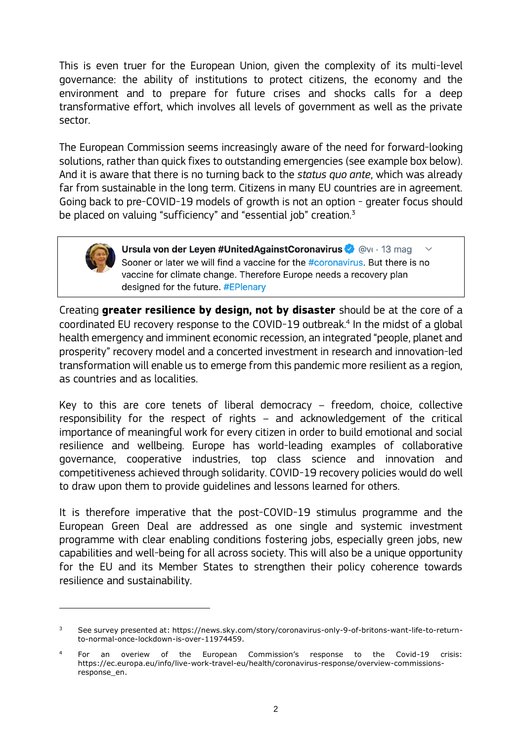This is even truer for the European Union, given the complexity of its multi-level governance: the ability of institutions to protect citizens, the economy and the environment and to prepare for future crises and shocks calls for a deep transformative effort, which involves all levels of government as well as the private sector.

The European Commission seems increasingly aware of the need for forward-looking solutions, rather than quick fixes to outstanding emergencies (see example box below). And it is aware that there is no turning back to the *status quo ante*, which was already far from sustainable in the long term. Citizens in many EU countries are in agreement. Going back to pre-COVID-19 models of growth is not an option - greater focus should be placed on valuing "sufficiency" and "essential job" creation.[3]

> **Ursula von der Leyen #UnitedAgainstCoronavirus** @v · 13 mag
> Sooner or later we will find a vaccine for the #coronavirus. But there is no vaccine for climate change. Therefore Europe needs a recovery plan designed for the future. #EPlenary

Creating **greater resilience by design, not by disaster** should be at the core of a coordinated EU recovery response to the COVID-19 outbreak.[4] In the midst of a global health emergency and imminent economic recession, an integrated "people, planet and prosperity" recovery model and a concerted investment in research and innovation-led transformation will enable us to emerge from this pandemic more resilient as a region, as countries and as localities.

Key to this are core tenets of liberal democracy – freedom, choice, collective responsibility for the respect of rights – and acknowledgement of the critical importance of meaningful work for every citizen in order to build emotional and social resilience and wellbeing. Europe has world-leading examples of collaborative governance, cooperative industries, top class science and innovation and competitiveness achieved through solidarity. COVID-19 recovery policies would do well to draw upon them to provide guidelines and lessons learned for others.

It is therefore imperative that the post-COVID-19 stimulus programme and the European Green Deal are addressed as one single and systemic investment programme with clear enabling conditions fostering jobs, especially green jobs, new capabilities and well-being for all across society. This will also be a unique opportunity for the EU and its Member States to strengthen their policy coherence towards resilience and sustainability.

---

[3] See survey presented at: https://news.sky.com/story/coronavirus-only-9-of-britons-want-life-to-return-to-normal-once-lockdown-is-over-11974459.

[4] For an overiew of the European Commission's response to the Covid-19 crisis: https://ec.europa.eu/info/live-work-travel-eu/health/coronavirus-response/overview-commissions-response_en.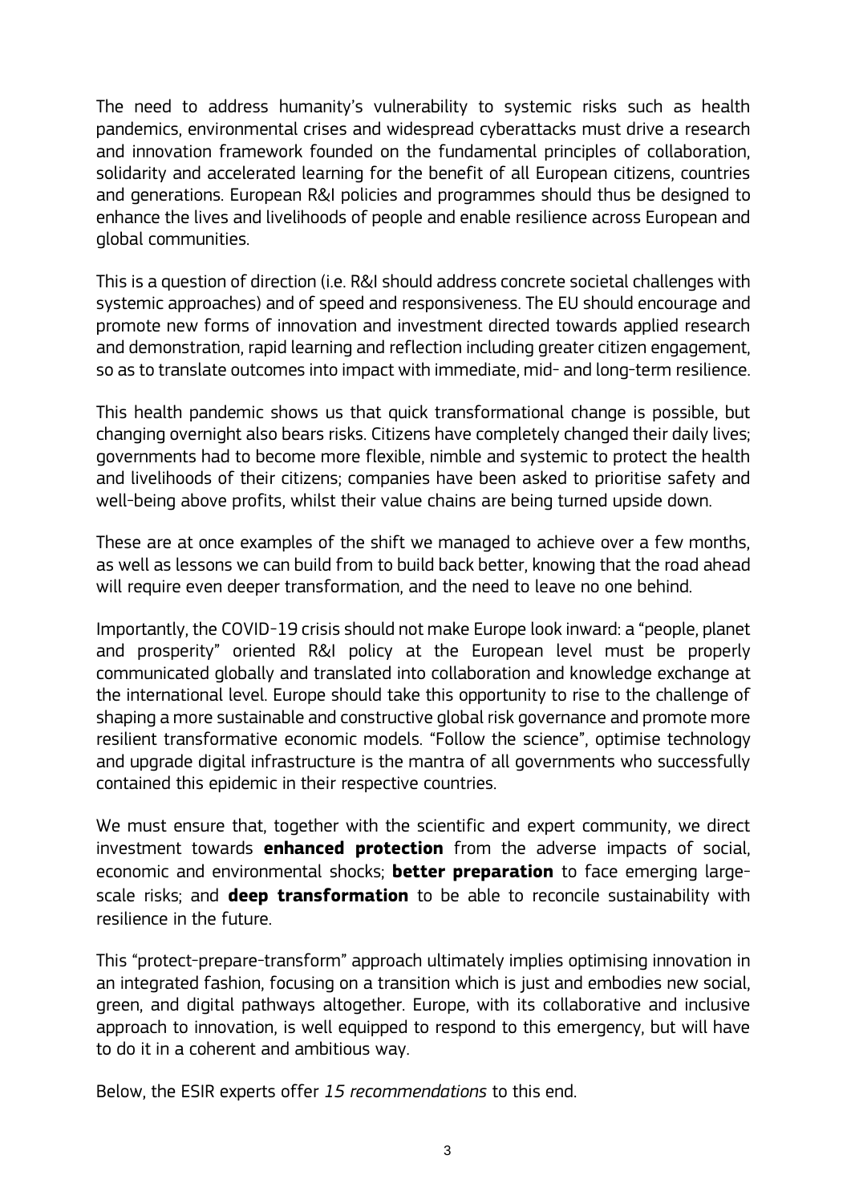The need to address humanity's vulnerability to systemic risks such as health pandemics, environmental crises and widespread cyberattacks must drive a research and innovation framework founded on the fundamental principles of collaboration, solidarity and accelerated learning for the benefit of all European citizens, countries and generations. European R&I policies and programmes should thus be designed to enhance the lives and livelihoods of people and enable resilience across European and global communities.

This is a question of direction (i.e. R&I should address concrete societal challenges with systemic approaches) and of speed and responsiveness. The EU should encourage and promote new forms of innovation and investment directed towards applied research and demonstration, rapid learning and reflection including greater citizen engagement, so as to translate outcomes into impact with immediate, mid- and long-term resilience.

This health pandemic shows us that quick transformational change is possible, but changing overnight also bears risks. Citizens have completely changed their daily lives; governments had to become more flexible, nimble and systemic to protect the health and livelihoods of their citizens; companies have been asked to prioritise safety and well-being above profits, whilst their value chains are being turned upside down.

These are at once examples of the shift we managed to achieve over a few months, as well as lessons we can build from to build back better, knowing that the road ahead will require even deeper transformation, and the need to leave no one behind.

Importantly, the COVID-19 crisis should not make Europe look inward: a "people, planet and prosperity" oriented R&I policy at the European level must be properly communicated globally and translated into collaboration and knowledge exchange at the international level. Europe should take this opportunity to rise to the challenge of shaping a more sustainable and constructive global risk governance and promote more resilient transformative economic models. "Follow the science", optimise technology and upgrade digital infrastructure is the mantra of all governments who successfully contained this epidemic in their respective countries.

We must ensure that, together with the scientific and expert community, we direct investment towards **enhanced protection** from the adverse impacts of social, economic and environmental shocks; **better preparation** to face emerging large-scale risks; and **deep transformation** to be able to reconcile sustainability with resilience in the future.

This "protect-prepare-transform" approach ultimately implies optimising innovation in an integrated fashion, focusing on a transition which is just and embodies new social, green, and digital pathways altogether. Europe, with its collaborative and inclusive approach to innovation, is well equipped to respond to this emergency, but will have to do it in a coherent and ambitious way.

Below, the ESIR experts offer *15 recommendations* to this end.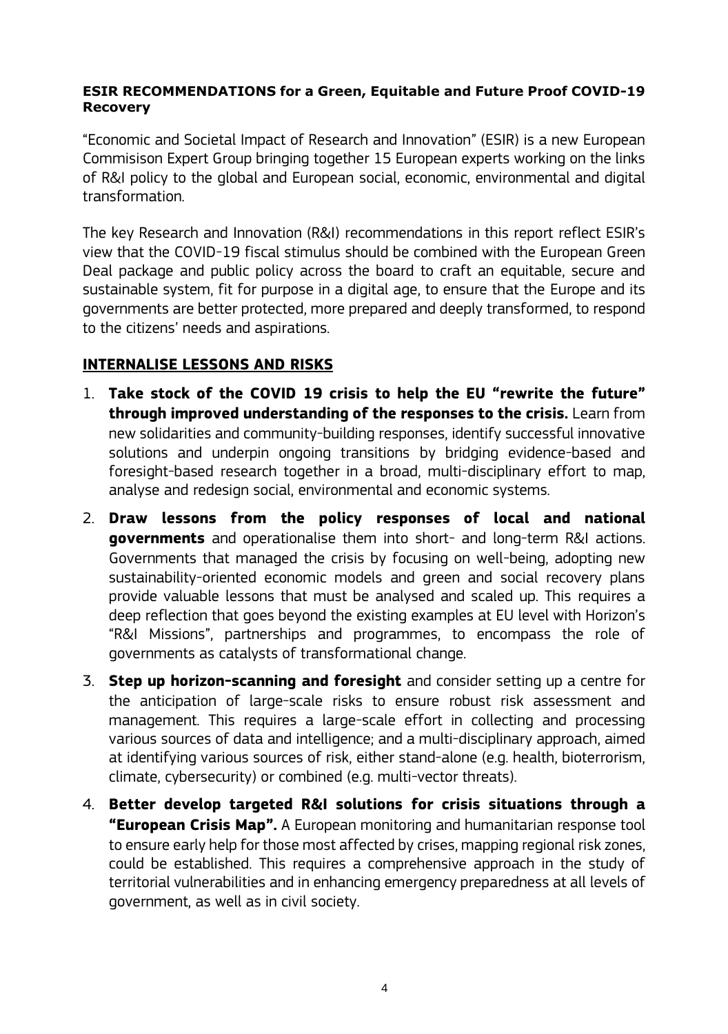**ESIR RECOMMENDATIONS for a Green, Equitable and Future Proof COVID-19 Recovery**

"Economic and Societal Impact of Research and Innovation" (ESIR) is a new European Commisison Expert Group bringing together 15 European experts working on the links of R&I policy to the global and European social, economic, environmental and digital transformation.

The key Research and Innovation (R&I) recommendations in this report reflect ESIR's view that the COVID-19 fiscal stimulus should be combined with the European Green Deal package and public policy across the board to craft an equitable, secure and sustainable system, fit for purpose in a digital age, to ensure that the Europe and its governments are better protected, more prepared and deeply transformed, to respond to the citizens' needs and aspirations.

## INTERNALISE LESSONS AND RISKS

1. **Take stock of the COVID 19 crisis to help the EU "rewrite the future" through improved understanding of the responses to the crisis.** Learn from new solidarities and community-building responses, identify successful innovative solutions and underpin ongoing transitions by bridging evidence-based and foresight-based research together in a broad, multi-disciplinary effort to map, analyse and redesign social, environmental and economic systems.
2. **Draw lessons from the policy responses of local and national governments** and operationalise them into short- and long-term R&I actions. Governments that managed the crisis by focusing on well-being, adopting new sustainability-oriented economic models and green and social recovery plans provide valuable lessons that must be analysed and scaled up. This requires a deep reflection that goes beyond the existing examples at EU level with Horizon's "R&I Missions", partnerships and programmes, to encompass the role of governments as catalysts of transformational change.
3. **Step up horizon-scanning and foresight** and consider setting up a centre for the anticipation of large-scale risks to ensure robust risk assessment and management. This requires a large-scale effort in collecting and processing various sources of data and intelligence; and a multi-disciplinary approach, aimed at identifying various sources of risk, either stand-alone (e.g. health, bioterrorism, climate, cybersecurity) or combined (e.g. multi-vector threats).
4. **Better develop targeted R&I solutions for crisis situations through a "European Crisis Map".** A European monitoring and humanitarian response tool to ensure early help for those most affected by crises, mapping regional risk zones, could be established. This requires a comprehensive approach in the study of territorial vulnerabilities and in enhancing emergency preparedness at all levels of government, as well as in civil society.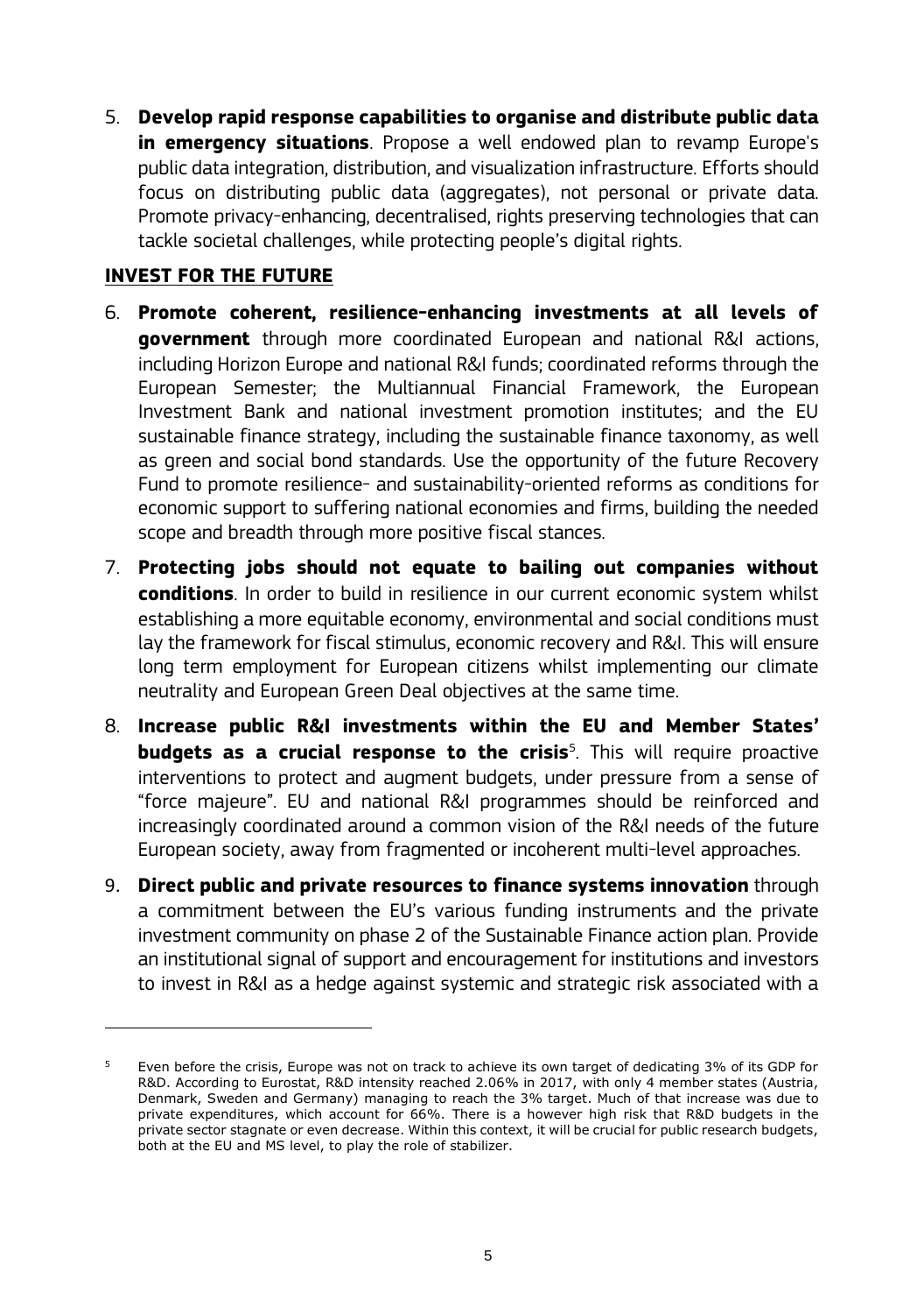5. **Develop rapid response capabilities to organise and distribute public data in emergency situations**. Propose a well endowed plan to revamp Europe's public data integration, distribution, and visualization infrastructure. Efforts should focus on distributing public data (aggregates), not personal or private data. Promote privacy-enhancing, decentralised, rights preserving technologies that can tackle societal challenges, while protecting people's digital rights.

**INVEST FOR THE FUTURE**

6. **Promote coherent, resilience-enhancing investments at all levels of government** through more coordinated European and national R&I actions, including Horizon Europe and national R&I funds; coordinated reforms through the European Semester; the Multiannual Financial Framework, the European Investment Bank and national investment promotion institutes; and the EU sustainable finance strategy, including the sustainable finance taxonomy, as well as green and social bond standards. Use the opportunity of the future Recovery Fund to promote resilience- and sustainability-oriented reforms as conditions for economic support to suffering national economies and firms, building the needed scope and breadth through more positive fiscal stances.

7. **Protecting jobs should not equate to bailing out companies without conditions**. In order to build in resilience in our current economic system whilst establishing a more equitable economy, environmental and social conditions must lay the framework for fiscal stimulus, economic recovery and R&I. This will ensure long term employment for European citizens whilst implementing our climate neutrality and European Green Deal objectives at the same time.

8. **Increase public R&I investments within the EU and Member States' budgets as a crucial response to the crisis**[5]. This will require proactive interventions to protect and augment budgets, under pressure from a sense of "force majeure". EU and national R&I programmes should be reinforced and increasingly coordinated around a common vision of the R&I needs of the future European society, away from fragmented or incoherent multi-level approaches.

9. **Direct public and private resources to finance systems innovation** through a commitment between the EU's various funding instruments and the private investment community on phase 2 of the Sustainable Finance action plan. Provide an institutional signal of support and encouragement for institutions and investors to invest in R&I as a hedge against systemic and strategic risk associated with a

---

[5] Even before the crisis, Europe was not on track to achieve its own target of dedicating 3% of its GDP for R&D. According to Eurostat, R&D intensity reached 2.06% in 2017, with only 4 member states (Austria, Denmark, Sweden and Germany) managing to reach the 3% target. Much of that increase was due to private expenditures, which account for 66%. There is a however high risk that R&D budgets in the private sector stagnate or even decrease. Within this context, it will be crucial for public research budgets, both at the EU and MS level, to play the role of stabilizer.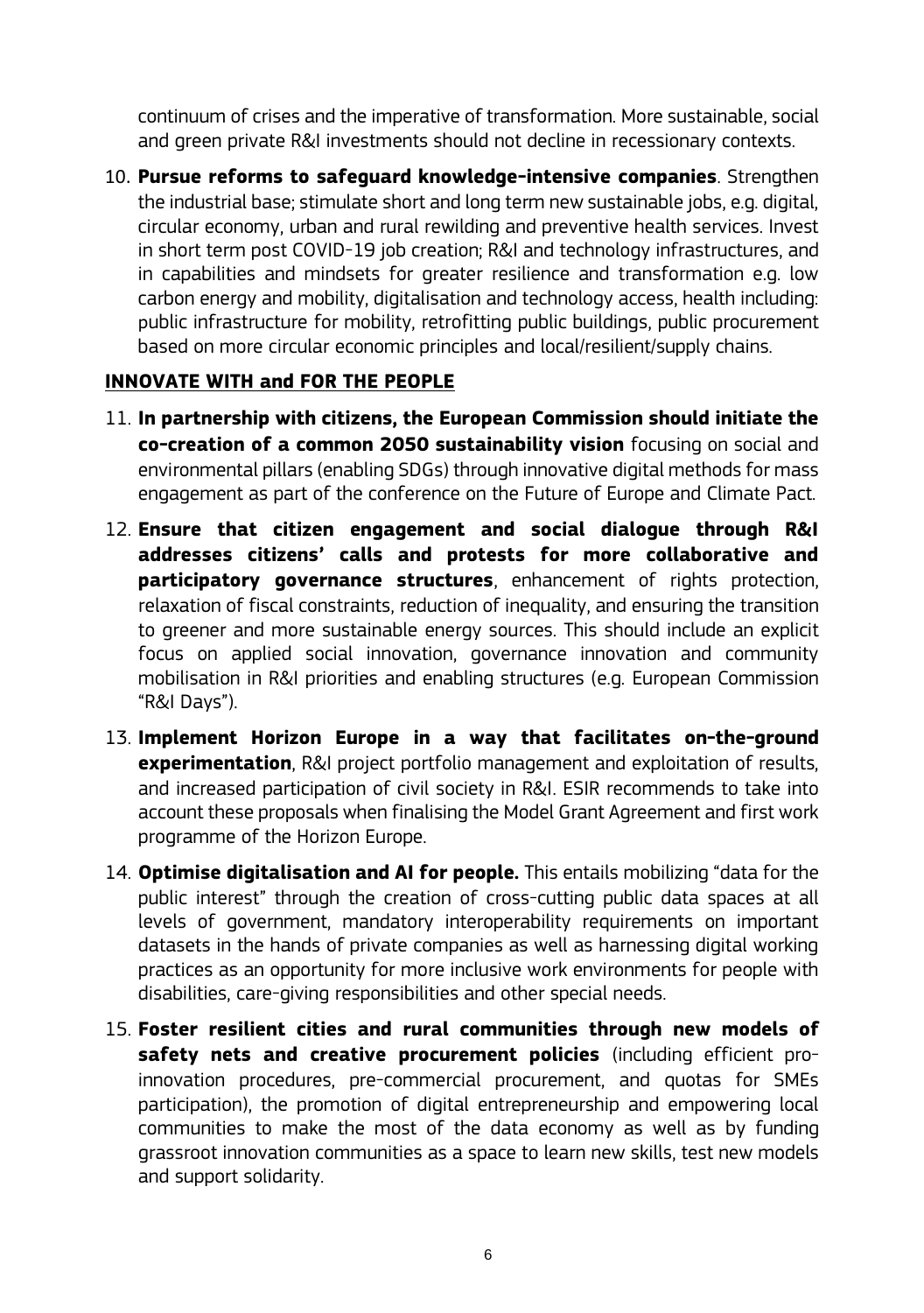continuum of crises and the imperative of transformation. More sustainable, social and green private R&I investments should not decline in recessionary contexts.

10. **Pursue reforms to safeguard knowledge-intensive companies**. Strengthen the industrial base; stimulate short and long term new sustainable jobs, e.g. digital, circular economy, urban and rural rewilding and preventive health services. Invest in short term post COVID-19 job creation; R&I and technology infrastructures, and in capabilities and mindsets for greater resilience and transformation e.g. low carbon energy and mobility, digitalisation and technology access, health including: public infrastructure for mobility, retrofitting public buildings, public procurement based on more circular economic principles and local/resilient/supply chains.

## INNOVATE WITH and FOR THE PEOPLE

11. **In partnership with citizens, the European Commission should initiate the co-creation of a common 2050 sustainability vision** focusing on social and environmental pillars (enabling SDGs) through innovative digital methods for mass engagement as part of the conference on the Future of Europe and Climate Pact.
12. **Ensure that citizen engagement and social dialogue through R&I addresses citizens' calls and protests for more collaborative and participatory governance structures**, enhancement of rights protection, relaxation of fiscal constraints, reduction of inequality, and ensuring the transition to greener and more sustainable energy sources. This should include an explicit focus on applied social innovation, governance innovation and community mobilisation in R&I priorities and enabling structures (e.g. European Commission "R&I Days").
13. **Implement Horizon Europe in a way that facilitates on-the-ground experimentation**, R&I project portfolio management and exploitation of results, and increased participation of civil society in R&I. ESIR recommends to take into account these proposals when finalising the Model Grant Agreement and first work programme of the Horizon Europe.
14. **Optimise digitalisation and AI for people.** This entails mobilizing "data for the public interest" through the creation of cross-cutting public data spaces at all levels of government, mandatory interoperability requirements on important datasets in the hands of private companies as well as harnessing digital working practices as an opportunity for more inclusive work environments for people with disabilities, care-giving responsibilities and other special needs.
15. **Foster resilient cities and rural communities through new models of safety nets and creative procurement policies** (including efficient pro-innovation procedures, pre-commercial procurement, and quotas for SMEs participation), the promotion of digital entrepreneurship and empowering local communities to make the most of the data economy as well as by funding grassroot innovation communities as a space to learn new skills, test new models and support solidarity.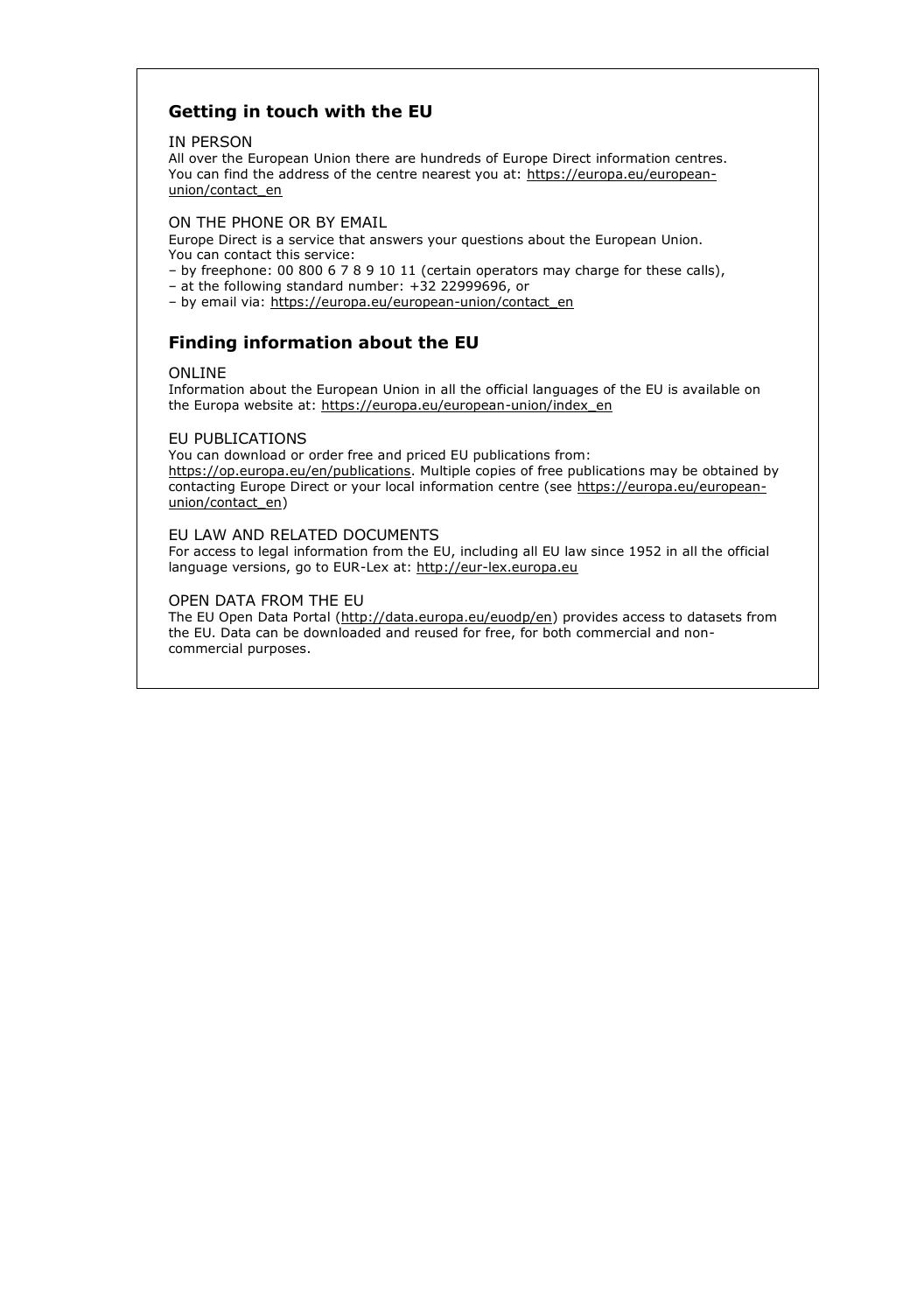## Getting in touch with the EU

IN PERSON

All over the European Union there are hundreds of Europe Direct information centres. You can find the address of the centre nearest you at: https://europa.eu/european-union/contact_en

ON THE PHONE OR BY EMAIL

Europe Direct is a service that answers your questions about the European Union. You can contact this service:

– by freephone: 00 800 6 7 8 9 10 11 (certain operators may charge for these calls),

– at the following standard number: +32 22999696, or

– by email via: https://europa.eu/european-union/contact_en

## Finding information about the EU

ONLINE

Information about the European Union in all the official languages of the EU is available on the Europa website at: https://europa.eu/european-union/index_en

EU PUBLICATIONS

You can download or order free and priced EU publications from: https://op.europa.eu/en/publications. Multiple copies of free publications may be obtained by contacting Europe Direct or your local information centre (see https://europa.eu/european-union/contact_en)

EU LAW AND RELATED DOCUMENTS

For access to legal information from the EU, including all EU law since 1952 in all the official language versions, go to EUR-Lex at: http://eur-lex.europa.eu

OPEN DATA FROM THE EU

The EU Open Data Portal (http://data.europa.eu/euodp/en) provides access to datasets from the EU. Data can be downloaded and reused for free, for both commercial and non-commercial purposes.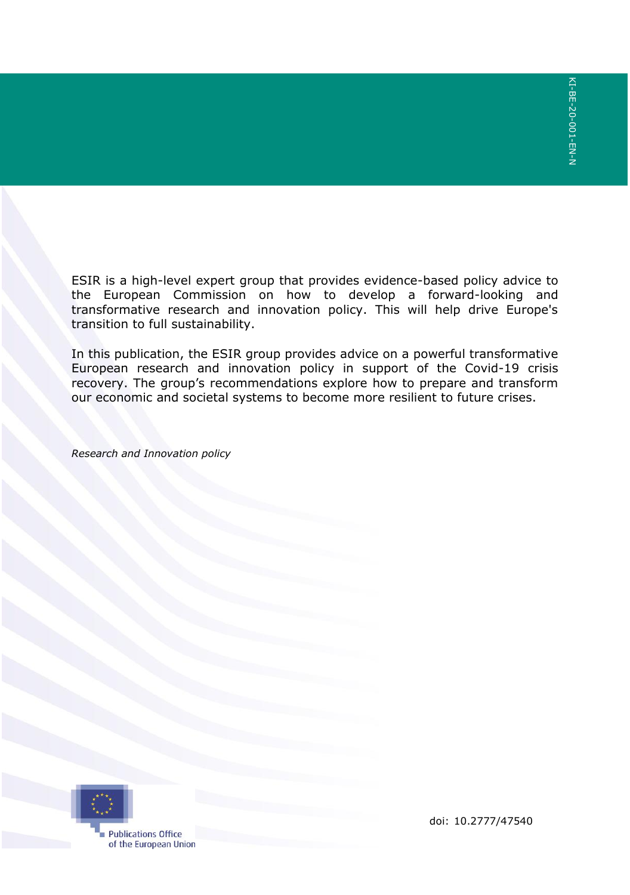KI-BE-20-001-EN-N

ESIR is a high-level expert group that provides evidence-based policy advice to the European Commission on how to develop a forward-looking and transformative research and innovation policy. This will help drive Europe's transition to full sustainability.

In this publication, the ESIR group provides advice on a powerful transformative European research and innovation policy in support of the Covid-19 crisis recovery. The group's recommendations explore how to prepare and transform our economic and societal systems to become more resilient to future crises.

*Research and Innovation policy*

Publications Office of the European Union

doi: 10.2777/47540